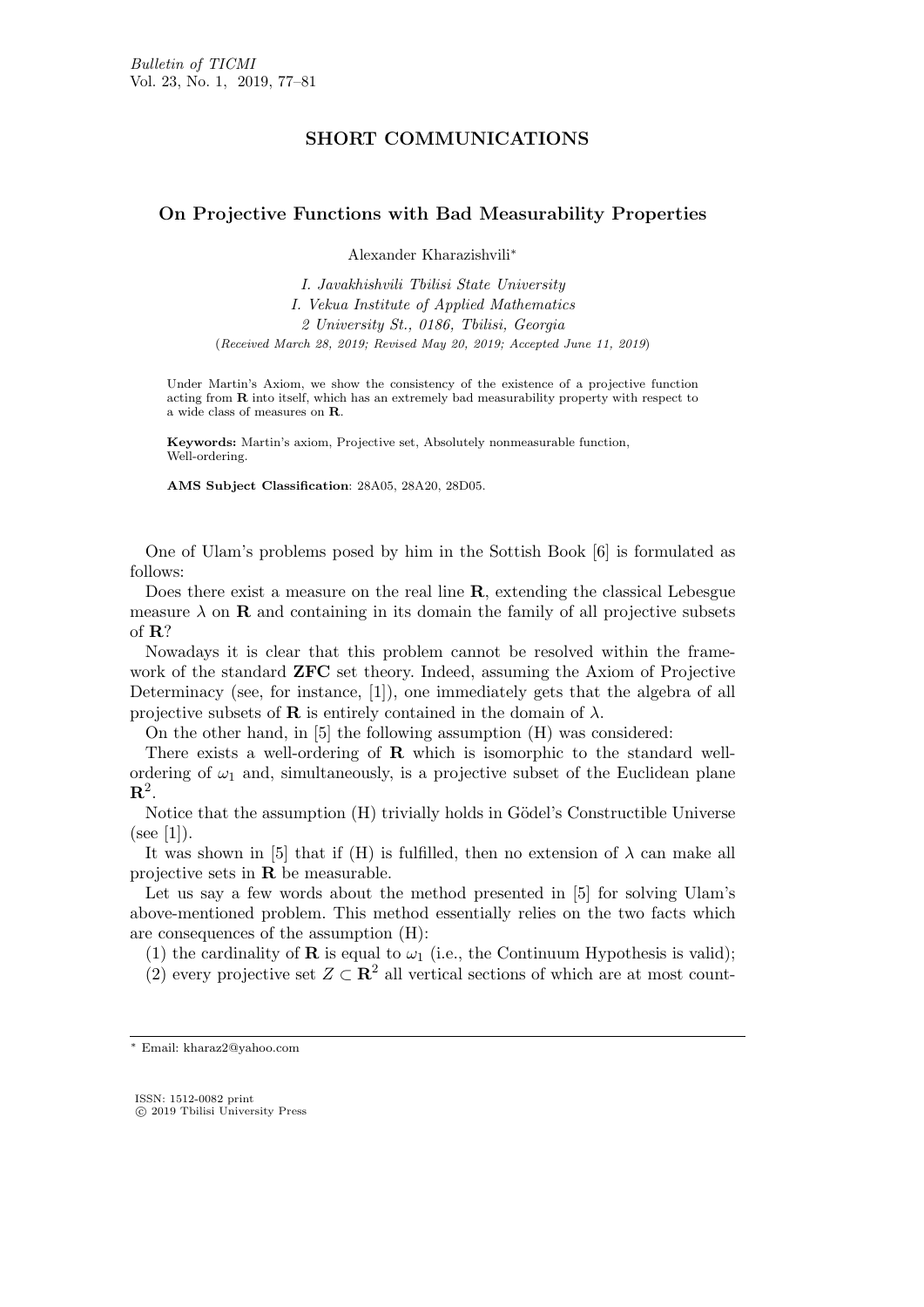## SHORT COMMUNICATIONS

# On Projective Functions with Bad Measurability Properties

Alexander Kharazishvili*

*I. Javakhishvili Tbilisi State University*
*I. Vekua Institute of Applied Mathematics*
*2 University St., 0186, Tbilisi, Georgia*
(*Received March 28, 2019; Revised May 20, 2019; Accepted June 11, 2019*)

Under Martin's Axiom, we show the consistency of the existence of a projective function acting from $\mathbf{R}$ into itself, which has an extremely bad measurability property with respect to a wide class of measures on $\mathbf{R}$.

**Keywords:** Martin's axiom, Projective set, Absolutely nonmeasurable function, Well-ordering.

**AMS Subject Classification**: 28A05, 28A20, 28D05.

One of Ulam's problems posed by him in the Sottish Book [6] is formulated as follows:

Does there exist a measure on the real line $\mathbf{R}$, extending the classical Lebesgue measure $\lambda$ on $\mathbf{R}$ and containing in its domain the family of all projective subsets of $\mathbf{R}$?

Nowadays it is clear that this problem cannot be resolved within the framework of the standard **ZFC** set theory. Indeed, assuming the Axiom of Projective Determinacy (see, for instance, [1]), one immediately gets that the algebra of all projective subsets of $\mathbf{R}$ is entirely contained in the domain of $\lambda$.

On the other hand, in [5] the following assumption (H) was considered:

There exists a well-ordering of $\mathbf{R}$ which is isomorphic to the standard well-ordering of $\omega_1$ and, simultaneously, is a projective subset of the Euclidean plane $\mathbf{R}^2$.

Notice that the assumption (H) trivially holds in Gödel's Constructible Universe (see [1]).

It was shown in [5] that if (H) is fulfilled, then no extension of $\lambda$ can make all projective sets in $\mathbf{R}$ be measurable.

Let us say a few words about the method presented in [5] for solving Ulam's above-mentioned problem. This method essentially relies on the two facts which are consequences of the assumption (H):

(1) the cardinality of $\mathbf{R}$ is equal to $\omega_1$ (i.e., the Continuum Hypothesis is valid);

(2) every projective set $Z \subset \mathbf{R}^2$ all vertical sections of which are at most count-

---

\* Email: kharaz2@yahoo.com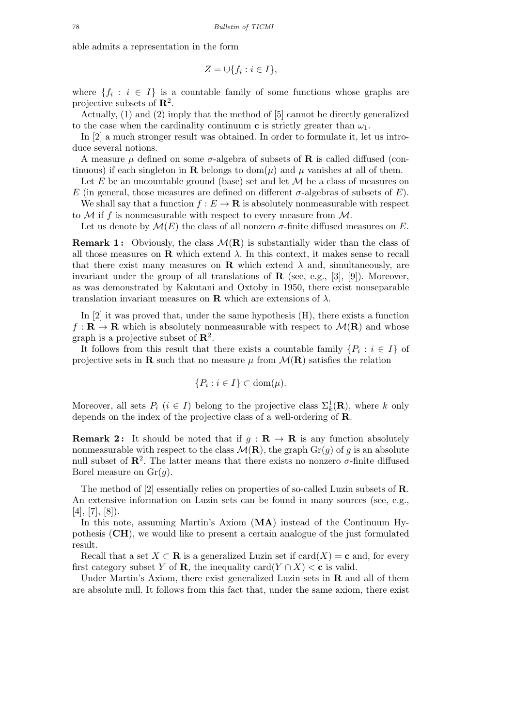able admits a representation in the form

$$Z = \cup\{f_i : i \in I\},$$

where $\{f_i : i \in I\}$ is a countable family of some functions whose graphs are projective subsets of $\mathbf{R}^2$.

Actually, (1) and (2) imply that the method of [5] cannot be directly generalized to the case when the cardinality continuum $\mathbf{c}$ is strictly greater than $\omega_1$.

In [2] a much stronger result was obtained. In order to formulate it, let us introduce several notions.

A measure $\mu$ defined on some $\sigma$-algebra of subsets of $\mathbf{R}$ is called diffused (continuous) if each singleton in $\mathbf{R}$ belongs to $\mathrm{dom}(\mu)$ and $\mu$ vanishes at all of them.

Let $E$ be an uncountable ground (base) set and let $\mathcal{M}$ be a class of measures on $E$ (in general, those measures are defined on different $\sigma$-algebras of subsets of $E$).

We shall say that a function $f : E \to \mathbf{R}$ is absolutely nonmeasurable with respect to $\mathcal{M}$ if $f$ is nonmeasurable with respect to every measure from $\mathcal{M}$.

Let us denote by $\mathcal{M}(E)$ the class of all nonzero $\sigma$-finite diffused measures on $E$.

**Remark 1 :** Obviously, the class $\mathcal{M}(\mathbf{R})$ is substantially wider than the class of all those measures on $\mathbf{R}$ which extend $\lambda$. In this context, it makes sense to recall that there exist many measures on $\mathbf{R}$ which extend $\lambda$ and, simultaneously, are invariant under the group of all translations of $\mathbf{R}$ (see, e.g., [3], [9]). Moreover, as was demonstrated by Kakutani and Oxtoby in 1950, there exist nonseparable translation invariant measures on $\mathbf{R}$ which are extensions of $\lambda$.

In [2] it was proved that, under the same hypothesis (H), there exists a function $f : \mathbf{R} \to \mathbf{R}$ which is absolutely nonmeasurable with respect to $\mathcal{M}(\mathbf{R})$ and whose graph is a projective subset of $\mathbf{R}^2$.

It follows from this result that there exists a countable family $\{P_i : i \in I\}$ of projective sets in $\mathbf{R}$ such that no measure $\mu$ from $\mathcal{M}(\mathbf{R})$ satisfies the relation

$$\{P_i : i \in I\} \subset \mathrm{dom}(\mu).$$

Moreover, all sets $P_i$ $(i \in I)$ belong to the projective class $\Sigma^1_k(\mathbf{R})$, where $k$ only depends on the index of the projective class of a well-ordering of $\mathbf{R}$.

**Remark 2 :** It should be noted that if $g : \mathbf{R} \to \mathbf{R}$ is any function absolutely nonmeasurable with respect to the class $\mathcal{M}(\mathbf{R})$, the graph $\mathrm{Gr}(g)$ of $g$ is an absolute null subset of $\mathbf{R}^2$. The latter means that there exists no nonzero $\sigma$-finite diffused Borel measure on $\mathrm{Gr}(g)$.

The method of [2] essentially relies on properties of so-called Luzin subsets of $\mathbf{R}$. An extensive information on Luzin sets can be found in many sources (see, e.g., [4], [7], [8]).

In this note, assuming Martin's Axiom (**MA**) instead of the Continuum Hypothesis (**CH**), we would like to present a certain analogue of the just formulated result.

Recall that a set $X \subset \mathbf{R}$ is a generalized Luzin set if $\mathrm{card}(X) = \mathbf{c}$ and, for every first category subset $Y$ of $\mathbf{R}$, the inequality $\mathrm{card}(Y \cap X) < \mathbf{c}$ is valid.

Under Martin's Axiom, there exist generalized Luzin sets in $\mathbf{R}$ and all of them are absolute null. It follows from this fact that, under the same axiom, there exist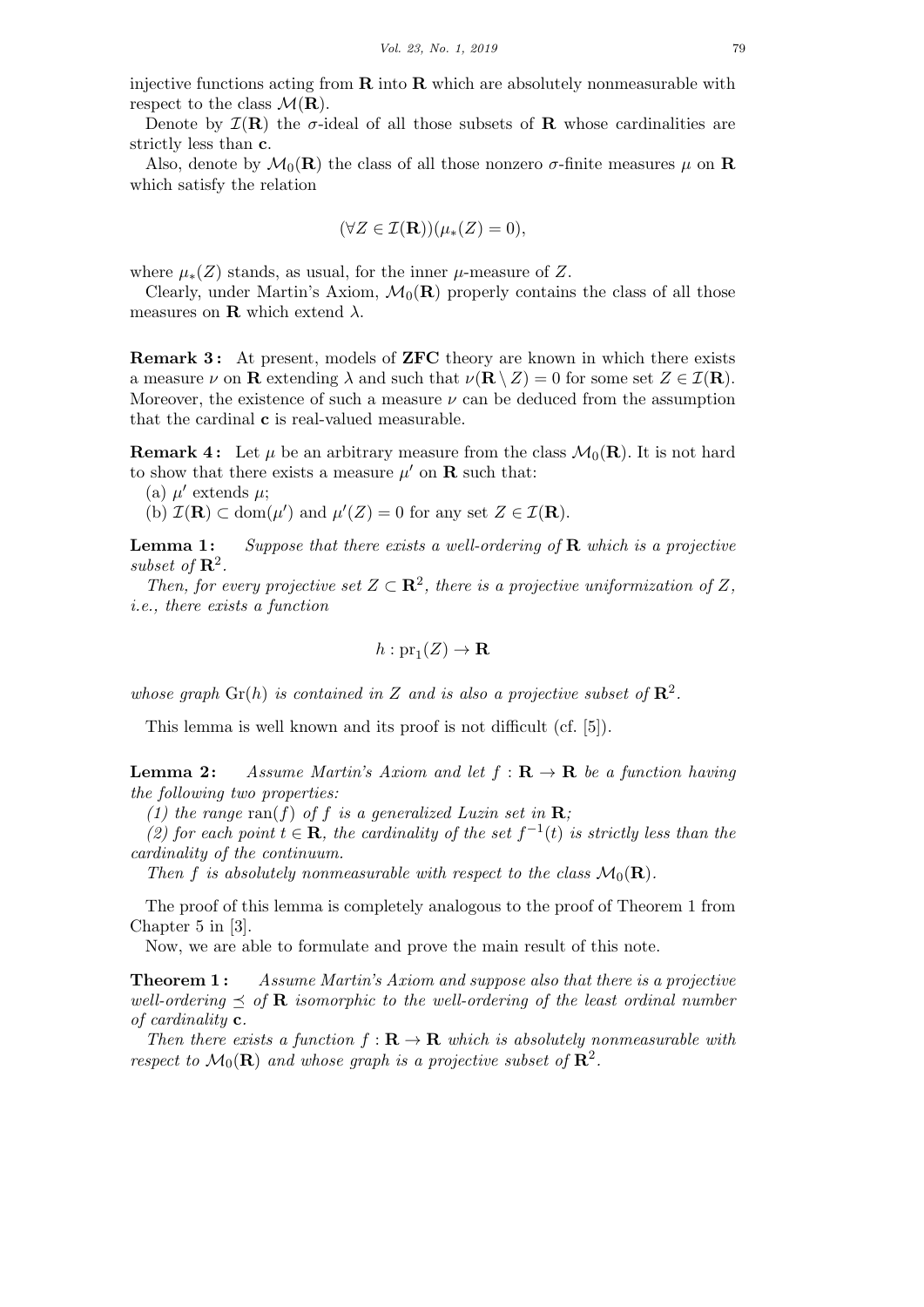injective functions acting from $\mathbf{R}$ into $\mathbf{R}$ which are absolutely nonmeasurable with respect to the class $\mathcal{M}(\mathbf{R})$.

Denote by $\mathcal{I}(\mathbf{R})$ the $\sigma$-ideal of all those subsets of $\mathbf{R}$ whose cardinalities are strictly less than $\mathbf{c}$.

Also, denote by $\mathcal{M}_0(\mathbf{R})$ the class of all those nonzero $\sigma$-finite measures $\mu$ on $\mathbf{R}$ which satisfy the relation

$$(\forall Z \in \mathcal{I}(\mathbf{R}))(\mu_*(Z) = 0),$$

where $\mu_*(Z)$ stands, as usual, for the inner $\mu$-measure of $Z$.

Clearly, under Martin's Axiom, $\mathcal{M}_0(\mathbf{R})$ properly contains the class of all those measures on $\mathbf{R}$ which extend $\lambda$.

**Remark 3 :** At present, models of **ZFC** theory are known in which there exists a measure $\nu$ on $\mathbf{R}$ extending $\lambda$ and such that $\nu(\mathbf{R} \setminus Z) = 0$ for some set $Z \in \mathcal{I}(\mathbf{R})$. Moreover, the existence of such a measure $\nu$ can be deduced from the assumption that the cardinal $\mathbf{c}$ is real-valued measurable.

**Remark 4 :** Let $\mu$ be an arbitrary measure from the class $\mathcal{M}_0(\mathbf{R})$. It is not hard to show that there exists a measure $\mu'$ on $\mathbf{R}$ such that:

(a) $\mu'$ extends $\mu$;

(b) $\mathcal{I}(\mathbf{R}) \subset \mathrm{dom}(\mu')$ and $\mu'(Z) = 0$ for any set $Z \in \mathcal{I}(\mathbf{R})$.

**Lemma 1 :** *Suppose that there exists a well-ordering of* $\mathbf{R}$ *which is a projective subset of* $\mathbf{R}^2$.

*Then, for every projective set* $Z \subset \mathbf{R}^2$, *there is a projective uniformization of* $Z$, *i.e., there exists a function*

$$h : \mathrm{pr}_1(Z) \to \mathbf{R}$$

*whose graph* $\mathrm{Gr}(h)$ *is contained in* $Z$ *and is also a projective subset of* $\mathbf{R}^2$.

This lemma is well known and its proof is not difficult (cf. [5]).

**Lemma 2 :** *Assume Martin's Axiom and let* $f : \mathbf{R} \to \mathbf{R}$ *be a function having the following two properties:*

*(1) the range* $\mathrm{ran}(f)$ *of* $f$ *is a generalized Luzin set in* $\mathbf{R}$*;*

*(2) for each point* $t \in \mathbf{R}$, *the cardinality of the set* $f^{-1}(t)$ *is strictly less than the cardinality of the continuum.*

*Then* $f$ *is absolutely nonmeasurable with respect to the class* $\mathcal{M}_0(\mathbf{R})$.

The proof of this lemma is completely analogous to the proof of Theorem 1 from Chapter 5 in [3].

Now, we are able to formulate and prove the main result of this note.

**Theorem 1 :** *Assume Martin's Axiom and suppose also that there is a projective well-ordering* $\preceq$ *of* $\mathbf{R}$ *isomorphic to the well-ordering of the least ordinal number of cardinality* $\mathbf{c}$.

*Then there exists a function* $f : \mathbf{R} \to \mathbf{R}$ *which is absolutely nonmeasurable with respect to* $\mathcal{M}_0(\mathbf{R})$ *and whose graph is a projective subset of* $\mathbf{R}^2$.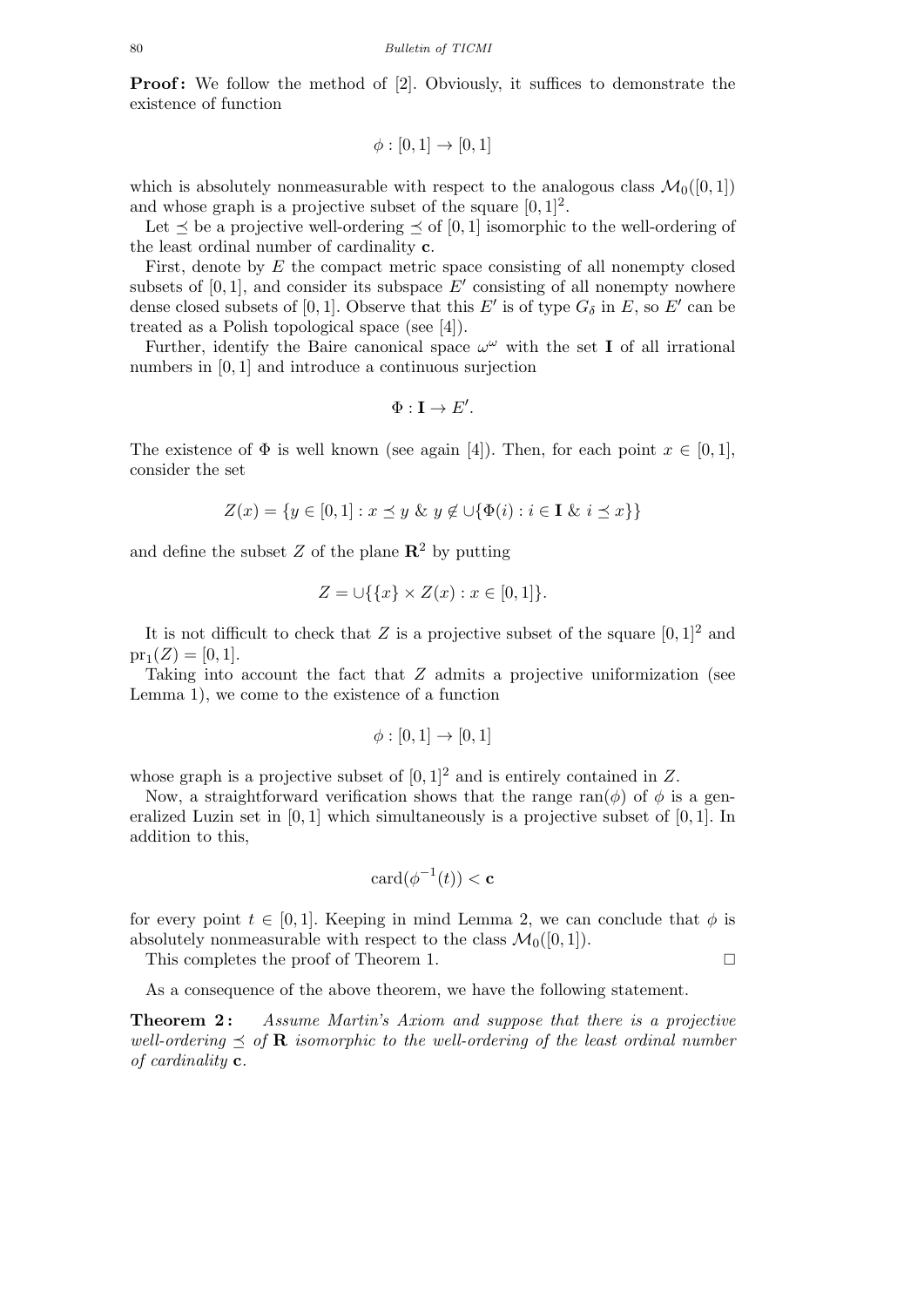**Proof:** We follow the method of [2]. Obviously, it suffices to demonstrate the existence of function

$$\phi : [0, 1] \to [0, 1]$$

which is absolutely nonmeasurable with respect to the analogous class $\mathcal{M}_0([0, 1])$ and whose graph is a projective subset of the square $[0, 1]^2$.

Let $\preceq$ be a projective well-ordering $\preceq$ of $[0, 1]$ isomorphic to the well-ordering of the least ordinal number of cardinality $\mathbf{c}$.

First, denote by $E$ the compact metric space consisting of all nonempty closed subsets of $[0, 1]$, and consider its subspace $E'$ consisting of all nonempty nowhere dense closed subsets of $[0, 1]$. Observe that this $E'$ is of type $G_\delta$ in $E$, so $E'$ can be treated as a Polish topological space (see [4]).

Further, identify the Baire canonical space $\omega^\omega$ with the set $\mathbf{I}$ of all irrational numbers in $[0, 1]$ and introduce a continuous surjection

$$\Phi : \mathbf{I} \to E'.$$

The existence of $\Phi$ is well known (see again [4]). Then, for each point $x \in [0, 1]$, consider the set

$$Z(x) = \{y \in [0, 1] : x \preceq y \ \& \ y \notin \cup\{\Phi(i) : i \in \mathbf{I} \ \& \ i \preceq x\}\}$$

and define the subset $Z$ of the plane $\mathbf{R}^2$ by putting

$$Z = \cup\{\{x\} \times Z(x) : x \in [0, 1]\}.$$

It is not difficult to check that $Z$ is a projective subset of the square $[0, 1]^2$ and $\mathrm{pr}_1(Z) = [0, 1]$.

Taking into account the fact that $Z$ admits a projective uniformization (see Lemma 1), we come to the existence of a function

$$\phi : [0, 1] \to [0, 1]$$

whose graph is a projective subset of $[0, 1]^2$ and is entirely contained in $Z$.

Now, a straightforward verification shows that the range $\mathrm{ran}(\phi)$ of $\phi$ is a generalized Luzin set in $[0, 1]$ which simultaneously is a projective subset of $[0, 1]$. In addition to this,

$$\mathrm{card}(\phi^{-1}(t)) < \mathbf{c}$$

for every point $t \in [0, 1]$. Keeping in mind Lemma 2, we can conclude that $\phi$ is absolutely nonmeasurable with respect to the class $\mathcal{M}_0([0, 1])$.

This completes the proof of Theorem 1. □

As a consequence of the above theorem, we have the following statement.

**Theorem 2:** *Assume Martin's Axiom and suppose that there is a projective well-ordering $\preceq$ of $\mathbf{R}$ isomorphic to the well-ordering of the least ordinal number of cardinality $\mathbf{c}$.*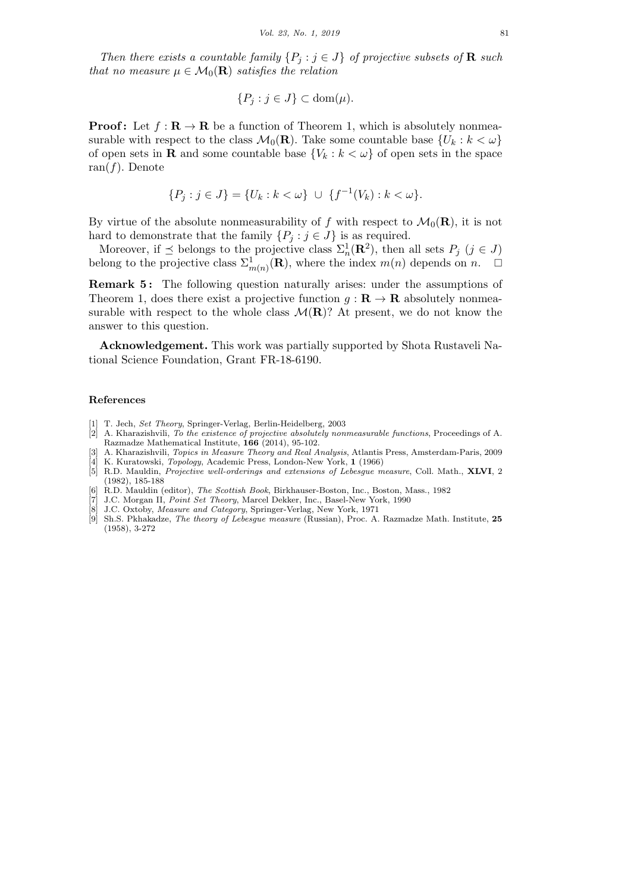*Then there exists a countable family $\{P_j : j \in J\}$ of projective subsets of $\mathbf{R}$ such that no measure $\mu \in \mathcal{M}_0(\mathbf{R})$ satisfies the relation*

$$\{P_j : j \in J\} \subset \mathrm{dom}(\mu).$$

**Proof:** Let $f : \mathbf{R} \to \mathbf{R}$ be a function of Theorem 1, which is absolutely nonmeasurable with respect to the class $\mathcal{M}_0(\mathbf{R})$. Take some countable base $\{U_k : k < \omega\}$ of open sets in $\mathbf{R}$ and some countable base $\{V_k : k < \omega\}$ of open sets in the space $\mathrm{ran}(f)$. Denote

$$\{P_j : j \in J\} = \{U_k : k < \omega\} \ \cup \ \{f^{-1}(V_k) : k < \omega\}.$$

By virtue of the absolute nonmeasurability of $f$ with respect to $\mathcal{M}_0(\mathbf{R})$, it is not hard to demonstrate that the family $\{P_j : j \in J\}$ is as required.

Moreover, if $\preceq$ belongs to the projective class $\Sigma^1_n(\mathbf{R}^2)$, then all sets $P_j$ $(j \in J)$ belong to the projective class $\Sigma^1_{m(n)}(\mathbf{R})$, where the index $m(n)$ depends on $n$. $\square$

**Remark 5:** The following question naturally arises: under the assumptions of Theorem 1, does there exist a projective function $g : \mathbf{R} \to \mathbf{R}$ absolutely nonmeasurable with respect to the whole class $\mathcal{M}(\mathbf{R})$? At present, we do not know the answer to this question.

**Acknowledgement.** This work was partially supported by Shota Rustaveli National Science Foundation, Grant FR-18-6190.

#### References

[1] T. Jech, *Set Theory*, Springer-Verlag, Berlin-Heidelberg, 2003

[2] A. Kharazishvili, *To the existence of projective absolutely nonmeasurable functions*, Proceedings of A. Razmadze Mathematical Institute, **166** (2014), 95-102.

[3] A. Kharazishvili, *Topics in Measure Theory and Real Analysis*, Atlantis Press, Amsterdam-Paris, 2009

[4] K. Kuratowski, *Topology*, Academic Press, London-New York, **1** (1966)

[5] R.D. Mauldin, *Projective well-orderings and extensions of Lebesgue measure*, Coll. Math., **XLVI**, 2 (1982), 185-188

[6] R.D. Mauldin (editor), *The Scottish Book*, Birkhauser-Boston, Inc., Boston, Mass., 1982

[7] J.C. Morgan II, *Point Set Theory*, Marcel Dekker, Inc., Basel-New York, 1990

[8] J.C. Oxtoby, *Measure and Category*, Springer-Verlag, New York, 1971

[9] Sh.S. Pkhakadze, *The theory of Lebesgue measure* (Russian), Proc. A. Razmadze Math. Institute, **25** (1958), 3-272